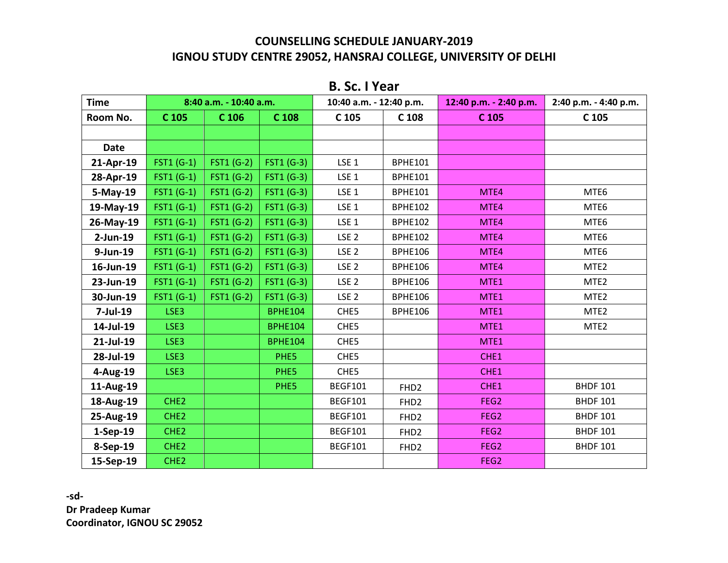# COUNSELLING SCHEDULE JANUARY-2019
# IGNOU STUDY CENTRE 29052, HANSRAJ COLLEGE, UNIVERSITY OF DELHI

## B. Sc. I Year

| Time | 8:40 a.m. - 10:40 a.m. | | | 10:40 a.m. - 12:40 p.m. | | 12:40 p.m. - 2:40 p.m. | 2:40 p.m. - 4:40 p.m. |
|---|---|---|---|---|---|---|---|
| Room No. | C 105 | C 106 | C 108 | C 105 | C 108 | C 105 | C 105 |
| | | | | | | | |
| Date | | | | | | | |
| 21-Apr-19 | FST1 (G-1) | FST1 (G-2) | FST1 (G-3) | LSE 1 | BPHE101 | | |
| 28-Apr-19 | FST1 (G-1) | FST1 (G-2) | FST1 (G-3) | LSE 1 | BPHE101 | | |
| 5-May-19 | FST1 (G-1) | FST1 (G-2) | FST1 (G-3) | LSE 1 | BPHE101 | MTE4 | MTE6 |
| 19-May-19 | FST1 (G-1) | FST1 (G-2) | FST1 (G-3) | LSE 1 | BPHE102 | MTE4 | MTE6 |
| 26-May-19 | FST1 (G-1) | FST1 (G-2) | FST1 (G-3) | LSE 1 | BPHE102 | MTE4 | MTE6 |
| 2-Jun-19 | FST1 (G-1) | FST1 (G-2) | FST1 (G-3) | LSE 2 | BPHE102 | MTE4 | MTE6 |
| 9-Jun-19 | FST1 (G-1) | FST1 (G-2) | FST1 (G-3) | LSE 2 | BPHE106 | MTE4 | MTE6 |
| 16-Jun-19 | FST1 (G-1) | FST1 (G-2) | FST1 (G-3) | LSE 2 | BPHE106 | MTE4 | MTE2 |
| 23-Jun-19 | FST1 (G-1) | FST1 (G-2) | FST1 (G-3) | LSE 2 | BPHE106 | MTE1 | MTE2 |
| 30-Jun-19 | FST1 (G-1) | FST1 (G-2) | FST1 (G-3) | LSE 2 | BPHE106 | MTE1 | MTE2 |
| 7-Jul-19 | LSE3 | | BPHE104 | CHE5 | BPHE106 | MTE1 | MTE2 |
| 14-Jul-19 | LSE3 | | BPHE104 | CHE5 | | MTE1 | MTE2 |
| 21-Jul-19 | LSE3 | | BPHE104 | CHE5 | | MTE1 | |
| 28-Jul-19 | LSE3 | | PHE5 | CHE5 | | CHE1 | |
| 4-Aug-19 | LSE3 | | PHE5 | CHE5 | | CHE1 | |
| 11-Aug-19 | | | PHE5 | BEGF101 | FHD2 | CHE1 | BHDF 101 |
| 18-Aug-19 | CHE2 | | | BEGF101 | FHD2 | FEG2 | BHDF 101 |
| 25-Aug-19 | CHE2 | | | BEGF101 | FHD2 | FEG2 | BHDF 101 |
| 1-Sep-19 | CHE2 | | | BEGF101 | FHD2 | FEG2 | BHDF 101 |
| 8-Sep-19 | CHE2 | | | BEGF101 | FHD2 | FEG2 | BHDF 101 |
| 15-Sep-19 | CHE2 | | | | | FEG2 | |

**-sd-**
**Dr Pradeep Kumar**
**Coordinator, IGNOU SC 29052**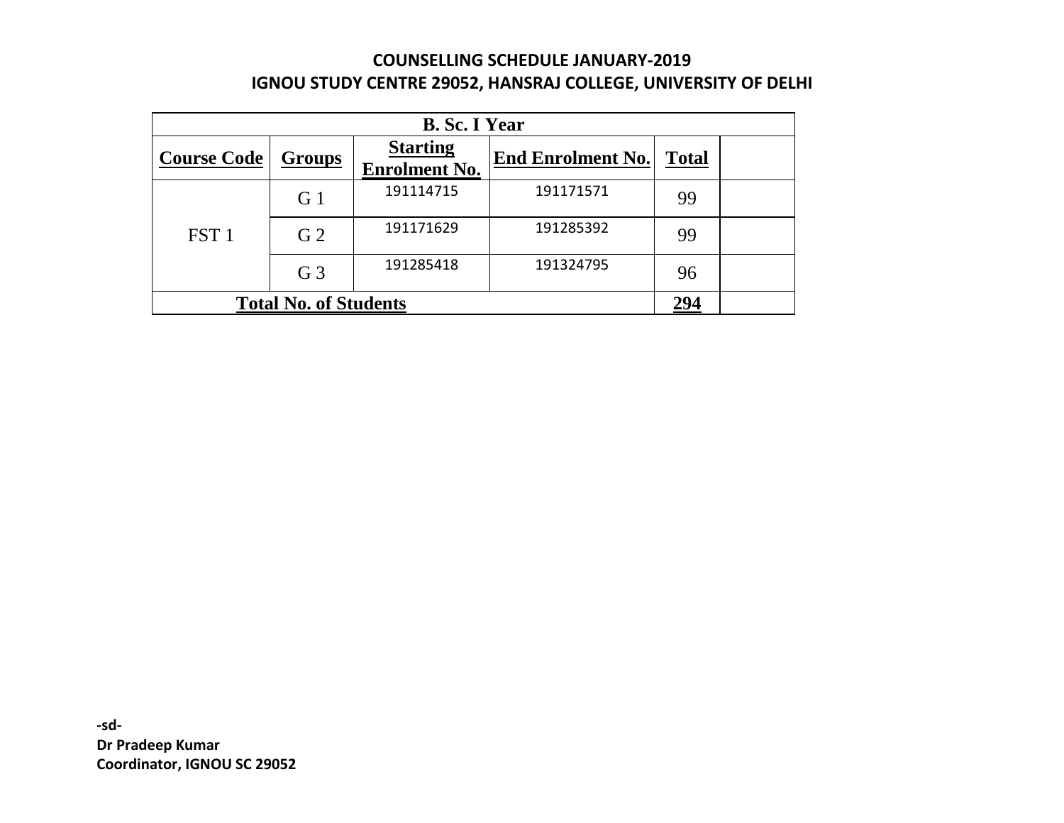**COUNSELLING SCHEDULE JANUARY-2019**
**IGNOU STUDY CENTRE 29052, HANSRAJ COLLEGE, UNIVERSITY OF DELHI**

| B. Sc. I Year | | | | | |
|---|---|---|---|---|---|
| **Course Code** | **Groups** | **Starting Enrolment No.** | **End Enrolment No.** | **Total** | |
| FST 1 | G 1 | 191114715 | 191171571 | 99 | |
| | G 2 | 191171629 | 191285392 | 99 | |
| | G 3 | 191285418 | 191324795 | 96 | |
| **Total No. of Students** | | | | **294** | |

**-sd-**
**Dr Pradeep Kumar**
**Coordinator, IGNOU SC 29052**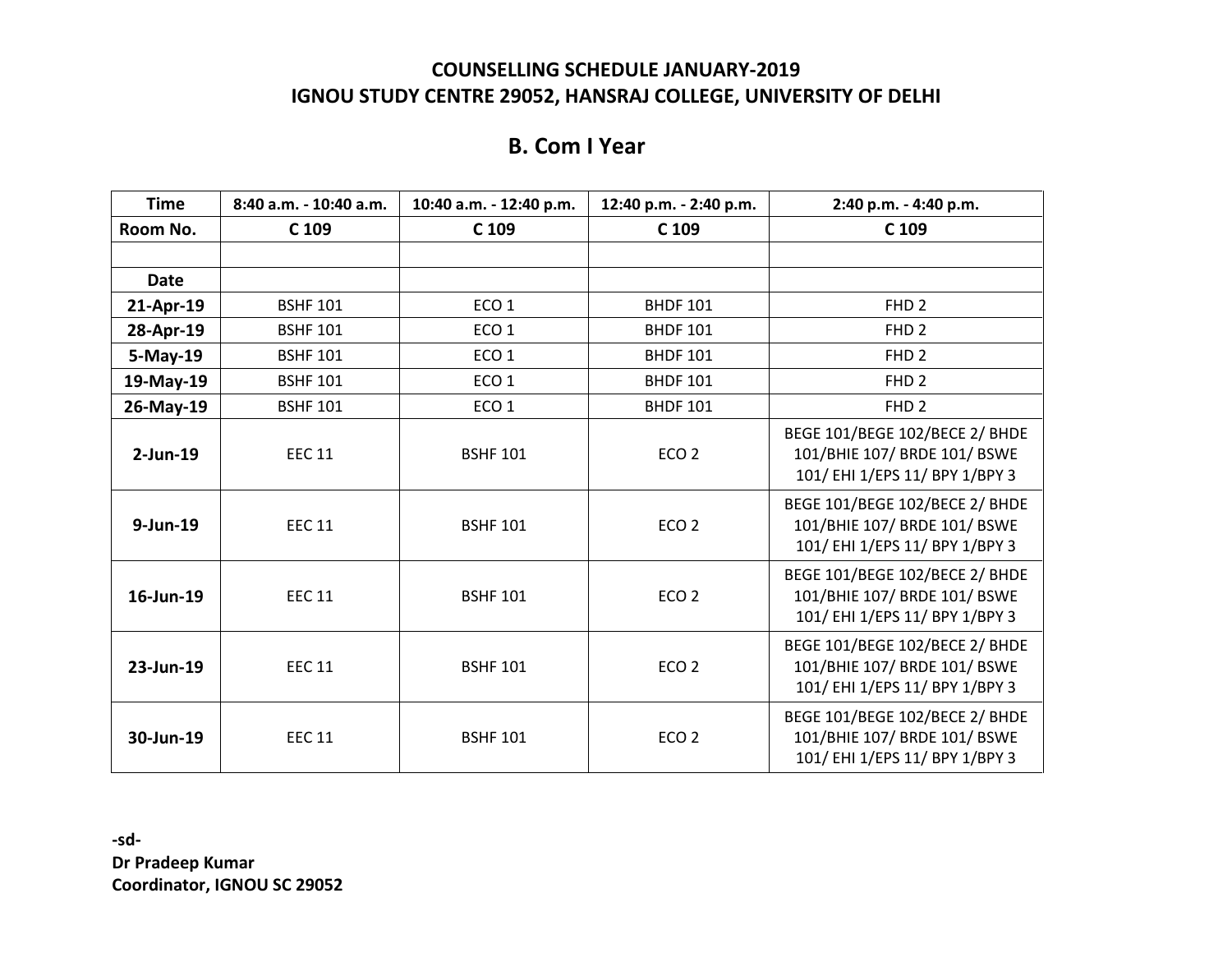**COUNSELLING SCHEDULE JANUARY-2019**
**IGNOU STUDY CENTRE 29052, HANSRAJ COLLEGE, UNIVERSITY OF DELHI**

## B. Com I Year

| Time | 8:40 a.m. - 10:40 a.m. | 10:40 a.m. - 12:40 p.m. | 12:40 p.m. - 2:40 p.m. | 2:40 p.m. - 4:40 p.m. |
|---|---|---|---|---|
| Room No. | C 109 | C 109 | C 109 | C 109 |
| | | | | |
| Date | | | | |
| 21-Apr-19 | BSHF 101 | ECO 1 | BHDF 101 | FHD 2 |
| 28-Apr-19 | BSHF 101 | ECO 1 | BHDF 101 | FHD 2 |
| 5-May-19 | BSHF 101 | ECO 1 | BHDF 101 | FHD 2 |
| 19-May-19 | BSHF 101 | ECO 1 | BHDF 101 | FHD 2 |
| 26-May-19 | BSHF 101 | ECO 1 | BHDF 101 | FHD 2 |
| 2-Jun-19 | EEC 11 | BSHF 101 | ECO 2 | BEGE 101/BEGE 102/BECE 2/ BHDE 101/BHIE 107/ BRDE 101/ BSWE 101/ EHI 1/EPS 11/ BPY 1/BPY 3 |
| 9-Jun-19 | EEC 11 | BSHF 101 | ECO 2 | BEGE 101/BEGE 102/BECE 2/ BHDE 101/BHIE 107/ BRDE 101/ BSWE 101/ EHI 1/EPS 11/ BPY 1/BPY 3 |
| 16-Jun-19 | EEC 11 | BSHF 101 | ECO 2 | BEGE 101/BEGE 102/BECE 2/ BHDE 101/BHIE 107/ BRDE 101/ BSWE 101/ EHI 1/EPS 11/ BPY 1/BPY 3 |
| 23-Jun-19 | EEC 11 | BSHF 101 | ECO 2 | BEGE 101/BEGE 102/BECE 2/ BHDE 101/BHIE 107/ BRDE 101/ BSWE 101/ EHI 1/EPS 11/ BPY 1/BPY 3 |
| 30-Jun-19 | EEC 11 | BSHF 101 | ECO 2 | BEGE 101/BEGE 102/BECE 2/ BHDE 101/BHIE 107/ BRDE 101/ BSWE 101/ EHI 1/EPS 11/ BPY 1/BPY 3 |

**-sd-**
**Dr Pradeep Kumar**
**Coordinator, IGNOU SC 29052**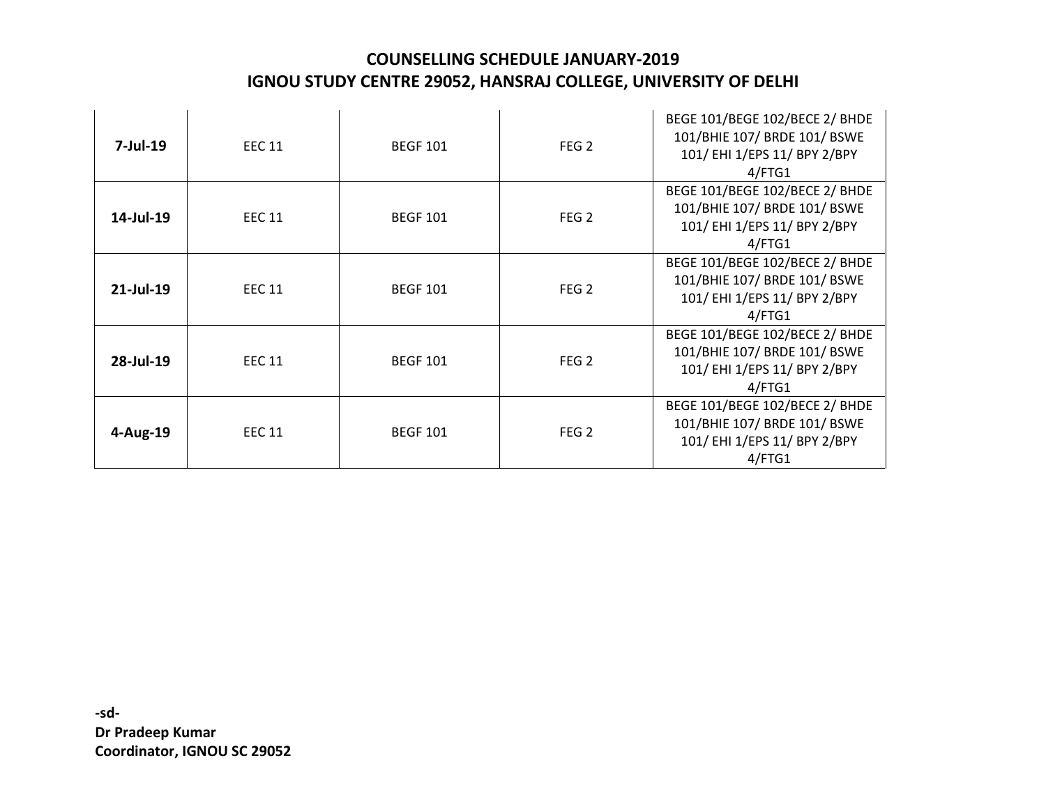**COUNSELLING SCHEDULE JANUARY-2019**
**IGNOU STUDY CENTRE 29052, HANSRAJ COLLEGE, UNIVERSITY OF DELHI**

| | | | | |
|---|---|---|---|---|
| **7-Jul-19** | EEC 11 | BEGF 101 | FEG 2 | BEGE 101/BEGE 102/BECE 2/ BHDE 101/BHIE 107/ BRDE 101/ BSWE 101/ EHI 1/EPS 11/ BPY 2/BPY 4/FTG1 |
| **14-Jul-19** | EEC 11 | BEGF 101 | FEG 2 | BEGE 101/BEGE 102/BECE 2/ BHDE 101/BHIE 107/ BRDE 101/ BSWE 101/ EHI 1/EPS 11/ BPY 2/BPY 4/FTG1 |
| **21-Jul-19** | EEC 11 | BEGF 101 | FEG 2 | BEGE 101/BEGE 102/BECE 2/ BHDE 101/BHIE 107/ BRDE 101/ BSWE 101/ EHI 1/EPS 11/ BPY 2/BPY 4/FTG1 |
| **28-Jul-19** | EEC 11 | BEGF 101 | FEG 2 | BEGE 101/BEGE 102/BECE 2/ BHDE 101/BHIE 107/ BRDE 101/ BSWE 101/ EHI 1/EPS 11/ BPY 2/BPY 4/FTG1 |
| **4-Aug-19** | EEC 11 | BEGF 101 | FEG 2 | BEGE 101/BEGE 102/BECE 2/ BHDE 101/BHIE 107/ BRDE 101/ BSWE 101/ EHI 1/EPS 11/ BPY 2/BPY 4/FTG1 |

**-sd-**
**Dr Pradeep Kumar**
**Coordinator, IGNOU SC 29052**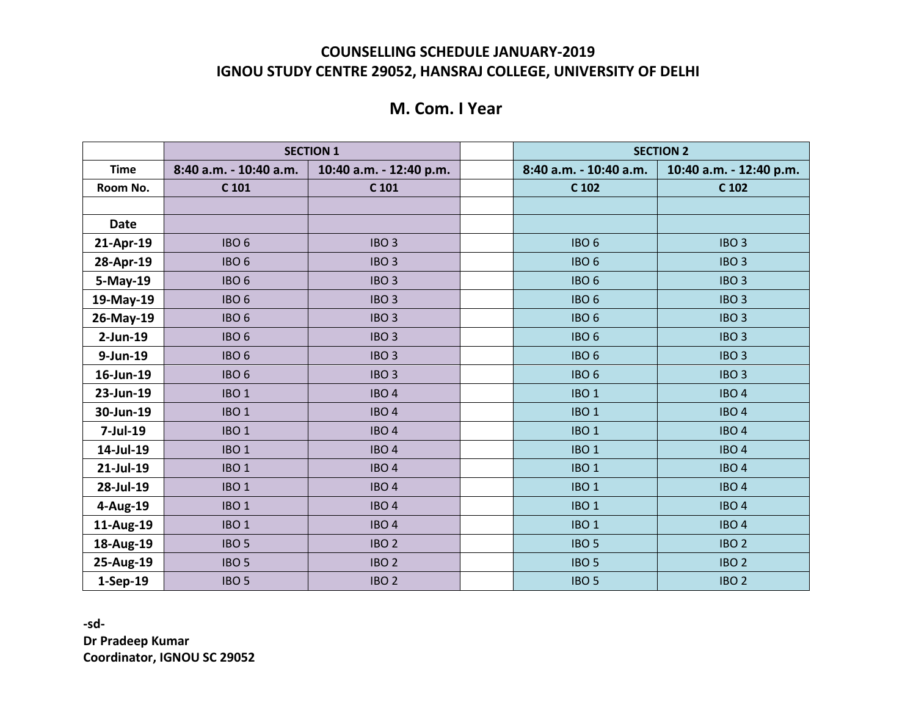**COUNSELLING SCHEDULE JANUARY-2019**
**IGNOU STUDY CENTRE 29052, HANSRAJ COLLEGE, UNIVERSITY OF DELHI**

## M. Com. I Year

| | SECTION 1 | | | SECTION 2 | |
|---|---|---|---|---|---|
| **Time** | **8:40 a.m. - 10:40 a.m.** | **10:40 a.m. - 12:40 p.m.** | | **8:40 a.m. - 10:40 a.m.** | **10:40 a.m. - 12:40 p.m.** |
| **Room No.** | **C 101** | **C 101** | | **C 102** | **C 102** |
| | | | | | |
| **Date** | | | | | |
| **21-Apr-19** | IBO 6 | IBO 3 | | IBO 6 | IBO 3 |
| **28-Apr-19** | IBO 6 | IBO 3 | | IBO 6 | IBO 3 |
| **5-May-19** | IBO 6 | IBO 3 | | IBO 6 | IBO 3 |
| **19-May-19** | IBO 6 | IBO 3 | | IBO 6 | IBO 3 |
| **26-May-19** | IBO 6 | IBO 3 | | IBO 6 | IBO 3 |
| **2-Jun-19** | IBO 6 | IBO 3 | | IBO 6 | IBO 3 |
| **9-Jun-19** | IBO 6 | IBO 3 | | IBO 6 | IBO 3 |
| **16-Jun-19** | IBO 6 | IBO 3 | | IBO 6 | IBO 3 |
| **23-Jun-19** | IBO 1 | IBO 4 | | IBO 1 | IBO 4 |
| **30-Jun-19** | IBO 1 | IBO 4 | | IBO 1 | IBO 4 |
| **7-Jul-19** | IBO 1 | IBO 4 | | IBO 1 | IBO 4 |
| **14-Jul-19** | IBO 1 | IBO 4 | | IBO 1 | IBO 4 |
| **21-Jul-19** | IBO 1 | IBO 4 | | IBO 1 | IBO 4 |
| **28-Jul-19** | IBO 1 | IBO 4 | | IBO 1 | IBO 4 |
| **4-Aug-19** | IBO 1 | IBO 4 | | IBO 1 | IBO 4 |
| **11-Aug-19** | IBO 1 | IBO 4 | | IBO 1 | IBO 4 |
| **18-Aug-19** | IBO 5 | IBO 2 | | IBO 5 | IBO 2 |
| **25-Aug-19** | IBO 5 | IBO 2 | | IBO 5 | IBO 2 |
| **1-Sep-19** | IBO 5 | IBO 2 | | IBO 5 | IBO 2 |

**-sd-**
**Dr Pradeep Kumar**
**Coordinator, IGNOU SC 29052**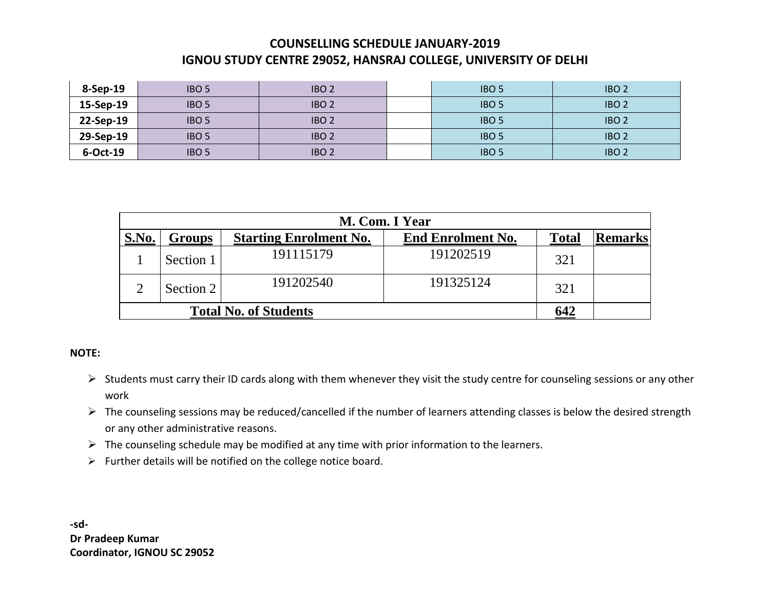# COUNSELLING SCHEDULE JANUARY-2019
## IGNOU STUDY CENTRE 29052, HANSRAJ COLLEGE, UNIVERSITY OF DELHI

| | | | | | |
|---|---|---|---|---|---|
| **8-Sep-19** | IBO 5 | IBO 2 | | IBO 5 | IBO 2 |
| **15-Sep-19** | IBO 5 | IBO 2 | | IBO 5 | IBO 2 |
| **22-Sep-19** | IBO 5 | IBO 2 | | IBO 5 | IBO 2 |
| **29-Sep-19** | IBO 5 | IBO 2 | | IBO 5 | IBO 2 |
| **6-Oct-19** | IBO 5 | IBO 2 | | IBO 5 | IBO 2 |

| **M. Com. I Year** | | | | | |
|---|---|---|---|---|---|
| **S.No.** | **Groups** | **Starting Enrolment No.** | **End Enrolment No.** | **Total** | **Remarks** |
| 1 | Section 1 | 191115179 | 191202519 | 321 | |
| 2 | Section 2 | 191202540 | 191325124 | 321 | |
| **Total No. of Students** | | | | **642** | |

**NOTE:**

- Students must carry their ID cards along with them whenever they visit the study centre for counseling sessions or any other work
- The counseling sessions may be reduced/cancelled if the number of learners attending classes is below the desired strength or any other administrative reasons.
- The counseling schedule may be modified at any time with prior information to the learners.
- Further details will be notified on the college notice board.

**-sd-**
**Dr Pradeep Kumar**
**Coordinator, IGNOU SC 29052**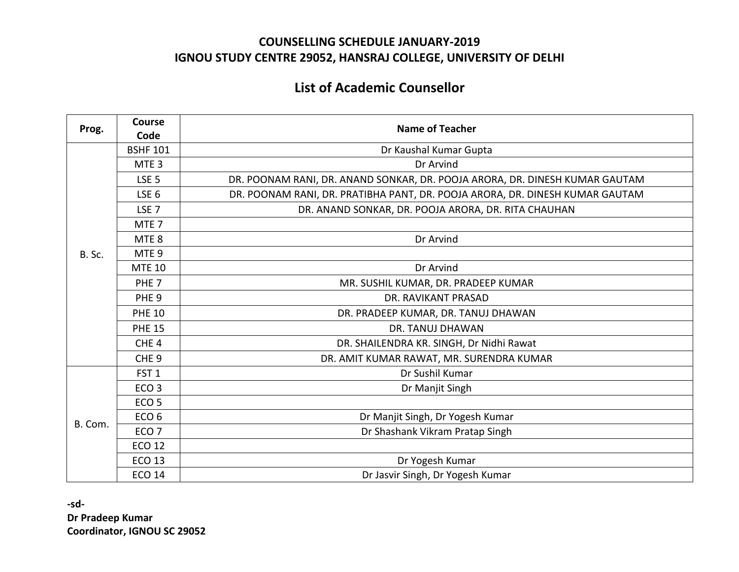**COUNSELLING SCHEDULE JANUARY-2019**
**IGNOU STUDY CENTRE 29052, HANSRAJ COLLEGE, UNIVERSITY OF DELHI**

## List of Academic Counsellor

| Prog. | Course Code | Name of Teacher |
|---|---|---|
| B. Sc. | BSHF 101 | Dr Kaushal Kumar Gupta |
| | MTE 3 | Dr Arvind |
| | LSE 5 | DR. POONAM RANI, DR. ANAND SONKAR, DR. POOJA ARORA, DR. DINESH KUMAR GAUTAM |
| | LSE 6 | DR. POONAM RANI, DR. PRATIBHA PANT, DR. POOJA ARORA, DR. DINESH KUMAR GAUTAM |
| | LSE 7 | DR. ANAND SONKAR, DR. POOJA ARORA, DR. RITA CHAUHAN |
| | MTE 7 | |
| | MTE 8 | Dr Arvind |
| | MTE 9 | |
| | MTE 10 | Dr Arvind |
| | PHE 7 | MR. SUSHIL KUMAR, DR. PRADEEP KUMAR |
| | PHE 9 | DR. RAVIKANT PRASAD |
| | PHE 10 | DR. PRADEEP KUMAR, DR. TANUJ DHAWAN |
| | PHE 15 | DR. TANUJ DHAWAN |
| | CHE 4 | DR. SHAILENDRA KR. SINGH, Dr Nidhi Rawat |
| | CHE 9 | DR. AMIT KUMAR RAWAT, MR. SURENDRA KUMAR |
| B. Com. | FST 1 | Dr Sushil Kumar |
| | ECO 3 | Dr Manjit Singh |
| | ECO 5 | |
| | ECO 6 | Dr Manjit Singh, Dr Yogesh Kumar |
| | ECO 7 | Dr Shashank Vikram Pratap Singh |
| | ECO 12 | |
| | ECO 13 | Dr Yogesh Kumar |
| | ECO 14 | Dr Jasvir Singh, Dr Yogesh Kumar |

**-sd-**
**Dr Pradeep Kumar**
**Coordinator, IGNOU SC 29052**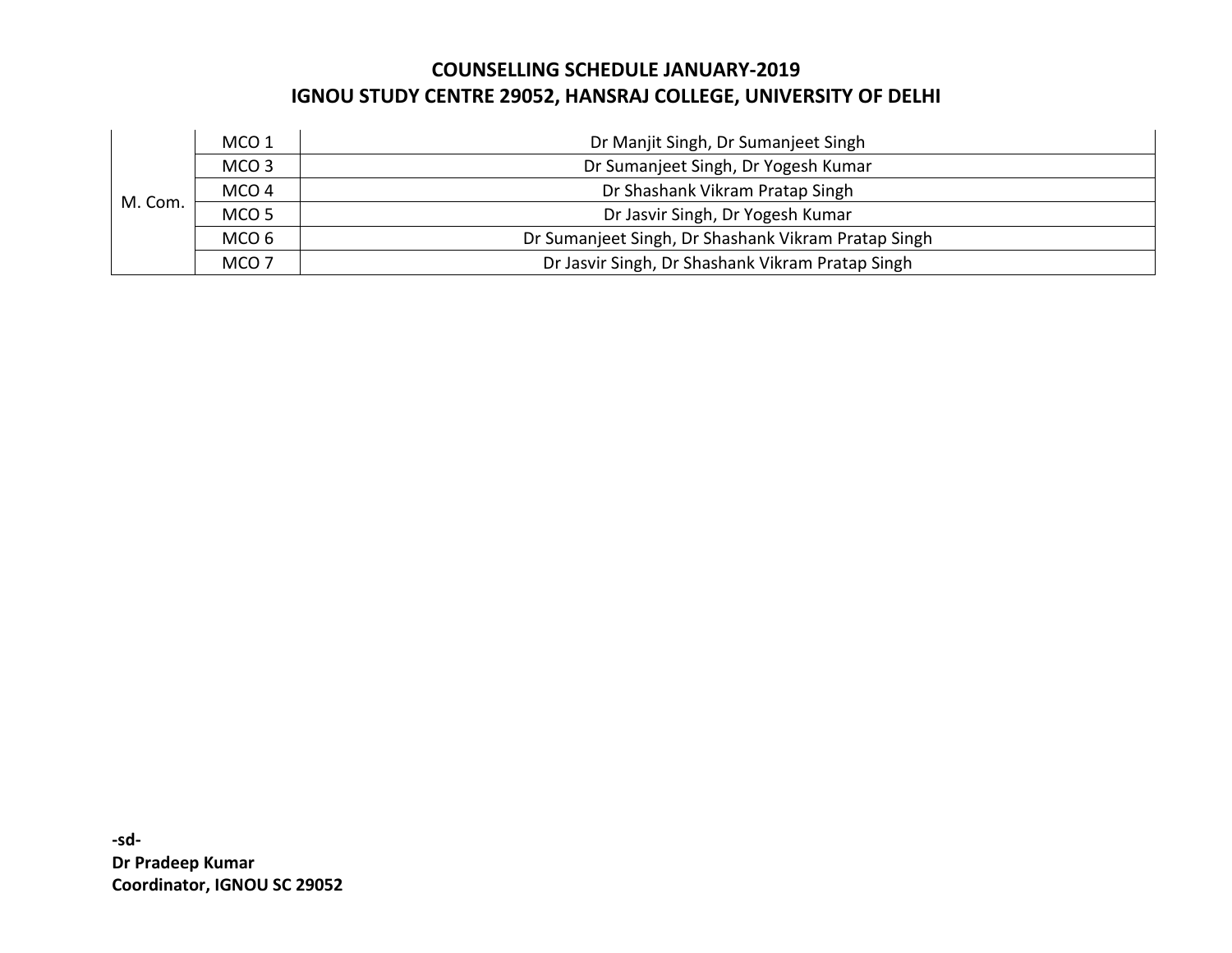**COUNSELLING SCHEDULE JANUARY-2019**
**IGNOU STUDY CENTRE 29052, HANSRAJ COLLEGE, UNIVERSITY OF DELHI**

| | | |
|---|---|---|
| M. Com. | MCO 1 | Dr Manjit Singh, Dr Sumanjeet Singh |
| | MCO 3 | Dr Sumanjeet Singh, Dr Yogesh Kumar |
| | MCO 4 | Dr Shashank Vikram Pratap Singh |
| | MCO 5 | Dr Jasvir Singh, Dr Yogesh Kumar |
| | MCO 6 | Dr Sumanjeet Singh, Dr Shashank Vikram Pratap Singh |
| | MCO 7 | Dr Jasvir Singh, Dr Shashank Vikram Pratap Singh |

**-sd-**
**Dr Pradeep Kumar**
**Coordinator, IGNOU SC 29052**